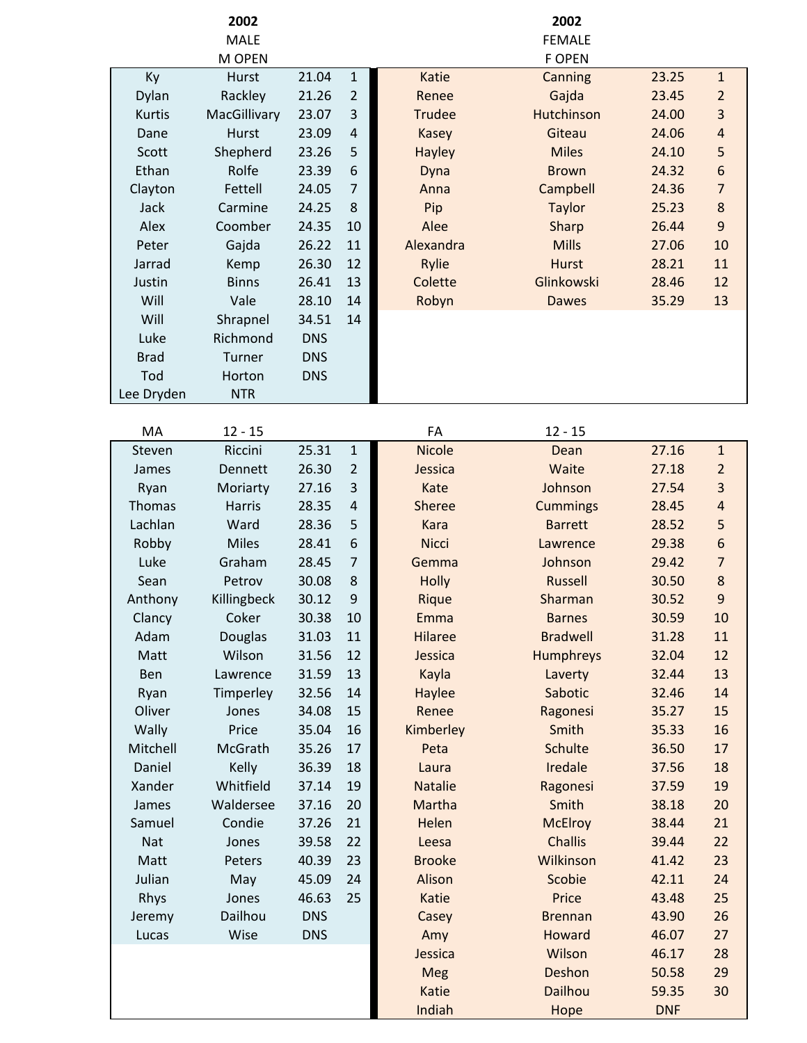## 2002

### MALE — M OPEN

| First Name | Surname | Time | Place |
|---|---|---|---|
| Ky | Hurst | 21.04 | 1 |
| Dylan | Rackley | 21.26 | 2 |
| Kurtis | MacGillivary | 23.07 | 3 |
| Dane | Hurst | 23.09 | 4 |
| Scott | Shepherd | 23.26 | 5 |
| Ethan | Rolfe | 23.39 | 6 |
| Clayton | Fettell | 24.05 | 7 |
| Jack | Carmine | 24.25 | 8 |
| Alex | Coomber | 24.35 | 10 |
| Peter | Gajda | 26.22 | 11 |
| Jarrad | Kemp | 26.30 | 12 |
| Justin | Binns | 26.41 | 13 |
| Will | Vale | 28.10 | 14 |
| Will | Shrapnel | 34.51 | 14 |
| Luke | Richmond | DNS | |
| Brad | Turner | DNS | |
| Tod | Horton | DNS | |
| Lee Dryden | NTR | | |

### FEMALE — F OPEN

| First Name | Surname | Time | Place |
|---|---|---|---|
| Katie | Canning | 23.25 | 1 |
| Renee | Gajda | 23.45 | 2 |
| Trudee | Hutchinson | 24.00 | 3 |
| Kasey | Giteau | 24.06 | 4 |
| Hayley | Miles | 24.10 | 5 |
| Dyna | Brown | 24.32 | 6 |
| Anna | Campbell | 24.36 | 7 |
| Pip | Taylor | 25.23 | 8 |
| Alee | Sharp | 26.44 | 9 |
| Alexandra | Mills | 27.06 | 10 |
| Rylie | Hurst | 28.21 | 11 |
| Colette | Glinkowski | 28.46 | 12 |
| Robyn | Dawes | 35.29 | 13 |

### MA 12 - 15

| First Name | Surname | Time | Place |
|---|---|---|---|
| Steven | Riccini | 25.31 | 1 |
| James | Dennett | 26.30 | 2 |
| Ryan | Moriarty | 27.16 | 3 |
| Thomas | Harris | 28.35 | 4 |
| Lachlan | Ward | 28.36 | 5 |
| Robby | Miles | 28.41 | 6 |
| Luke | Graham | 28.45 | 7 |
| Sean | Petrov | 30.08 | 8 |
| Anthony | Killingbeck | 30.12 | 9 |
| Clancy | Coker | 30.38 | 10 |
| Adam | Douglas | 31.03 | 11 |
| Matt | Wilson | 31.56 | 12 |
| Ben | Lawrence | 31.59 | 13 |
| Ryan | Timperley | 32.56 | 14 |
| Oliver | Jones | 34.08 | 15 |
| Wally | Price | 35.04 | 16 |
| Mitchell | McGrath | 35.26 | 17 |
| Daniel | Kelly | 36.39 | 18 |
| Xander | Whitfield | 37.14 | 19 |
| James | Waldersee | 37.16 | 20 |
| Samuel | Condie | 37.26 | 21 |
| Nat | Jones | 39.58 | 22 |
| Matt | Peters | 40.39 | 23 |
| Julian | May | 45.09 | 24 |
| Rhys | Jones | 46.63 | 25 |
| Jeremy | Dailhou | DNS | |
| Lucas | Wise | DNS | |

### FA 12 - 15

| First Name | Surname | Time | Place |
|---|---|---|---|
| Nicole | Dean | 27.16 | 1 |
| Jessica | Waite | 27.18 | 2 |
| Kate | Johnson | 27.54 | 3 |
| Sheree | Cummings | 28.45 | 4 |
| Kara | Barrett | 28.52 | 5 |
| Nicci | Lawrence | 29.38 | 6 |
| Gemma | Johnson | 29.42 | 7 |
| Holly | Russell | 30.50 | 8 |
| Rique | Sharman | 30.52 | 9 |
| Emma | Barnes | 30.59 | 10 |
| Hilaree | Bradwell | 31.28 | 11 |
| Jessica | Humphreys | 32.04 | 12 |
| Kayla | Laverty | 32.44 | 13 |
| Haylee | Sabotic | 32.46 | 14 |
| Renee | Ragonesi | 35.27 | 15 |
| Kimberley | Smith | 35.33 | 16 |
| Peta | Schulte | 36.50 | 17 |
| Laura | Iredale | 37.56 | 18 |
| Natalie | Ragonesi | 37.59 | 19 |
| Martha | Smith | 38.18 | 20 |
| Helen | McElroy | 38.44 | 21 |
| Leesa | Challis | 39.44 | 22 |
| Brooke | Wilkinson | 41.42 | 23 |
| Alison | Scobie | 42.11 | 24 |
| Katie | Price | 43.48 | 25 |
| Casey | Brennan | 43.90 | 26 |
| Amy | Howard | 46.07 | 27 |
| Jessica | Wilson | 46.17 | 28 |
| Meg | Deshon | 50.58 | 29 |
| Katie | Dailhou | 59.35 | 30 |
| Indiah | Hope | DNF | |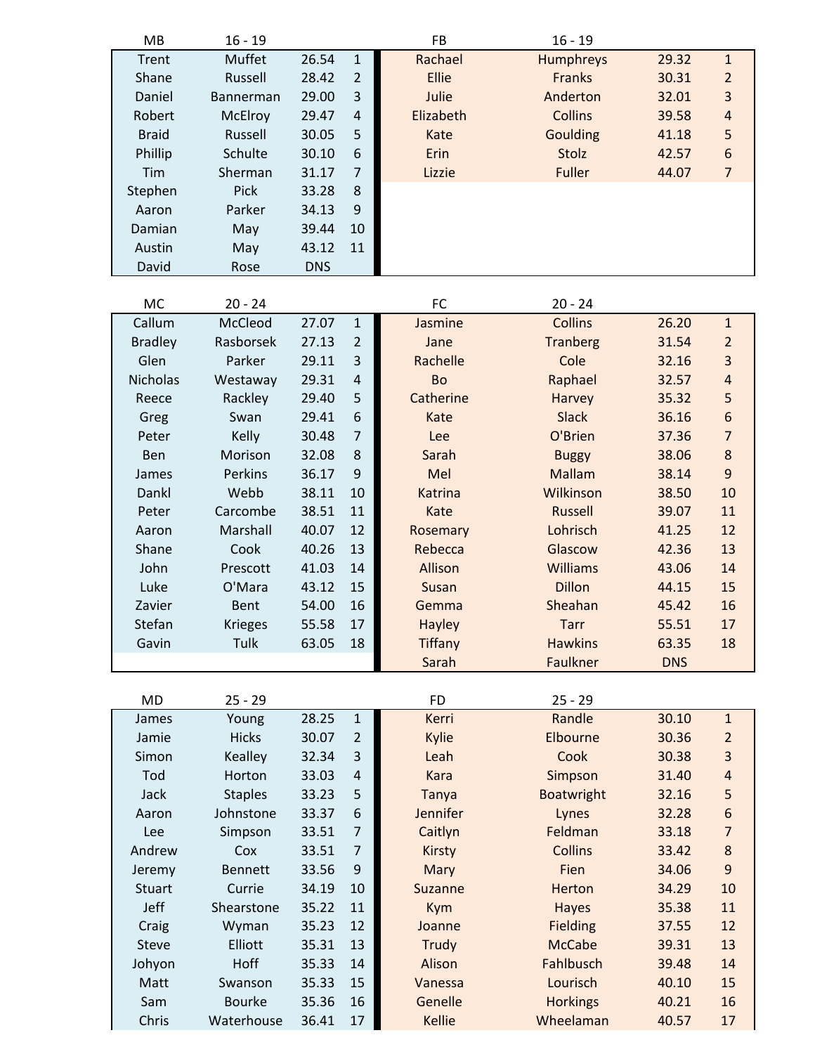| MB | 16 - 19 | | |
|---|---|---|---|
| Trent | Muffet | 26.54 | 1 |
| Shane | Russell | 28.42 | 2 |
| Daniel | Bannerman | 29.00 | 3 |
| Robert | McElroy | 29.47 | 4 |
| Braid | Russell | 30.05 | 5 |
| Phillip | Schulte | 30.10 | 6 |
| Tim | Sherman | 31.17 | 7 |
| Stephen | Pick | 33.28 | 8 |
| Aaron | Parker | 34.13 | 9 |
| Damian | May | 39.44 | 10 |
| Austin | May | 43.12 | 11 |
| David | Rose | DNS | |

| FB | 16 - 19 | | |
|---|---|---|---|
| Rachael | Humphreys | 29.32 | 1 |
| Ellie | Franks | 30.31 | 2 |
| Julie | Anderton | 32.01 | 3 |
| Elizabeth | Collins | 39.58 | 4 |
| Kate | Goulding | 41.18 | 5 |
| Erin | Stolz | 42.57 | 6 |
| Lizzie | Fuller | 44.07 | 7 |

| MC | 20 - 24 | | |
|---|---|---|---|
| Callum | McCleod | 27.07 | 1 |
| Bradley | Rasborsek | 27.13 | 2 |
| Glen | Parker | 29.11 | 3 |
| Nicholas | Westaway | 29.31 | 4 |
| Reece | Rackley | 29.40 | 5 |
| Greg | Swan | 29.41 | 6 |
| Peter | Kelly | 30.48 | 7 |
| Ben | Morison | 32.08 | 8 |
| James | Perkins | 36.17 | 9 |
| Dankl | Webb | 38.11 | 10 |
| Peter | Carcombe | 38.51 | 11 |
| Aaron | Marshall | 40.07 | 12 |
| Shane | Cook | 40.26 | 13 |
| John | Prescott | 41.03 | 14 |
| Luke | O'Mara | 43.12 | 15 |
| Zavier | Bent | 54.00 | 16 |
| Stefan | Krieges | 55.58 | 17 |
| Gavin | Tulk | 63.05 | 18 |

| FC | 20 - 24 | | |
|---|---|---|---|
| Jasmine | Collins | 26.20 | 1 |
| Jane | Tranberg | 31.54 | 2 |
| Rachelle | Cole | 32.16 | 3 |
| Bo | Raphael | 32.57 | 4 |
| Catherine | Harvey | 35.32 | 5 |
| Kate | Slack | 36.16 | 6 |
| Lee | O'Brien | 37.36 | 7 |
| Sarah | Buggy | 38.06 | 8 |
| Mel | Mallam | 38.14 | 9 |
| Katrina | Wilkinson | 38.50 | 10 |
| Kate | Russell | 39.07 | 11 |
| Rosemary | Lohrisch | 41.25 | 12 |
| Rebecca | Glascow | 42.36 | 13 |
| Allison | Williams | 43.06 | 14 |
| Susan | Dillon | 44.15 | 15 |
| Gemma | Sheahan | 45.42 | 16 |
| Hayley | Tarr | 55.51 | 17 |
| Tiffany | Hawkins | 63.35 | 18 |
| Sarah | Faulkner | DNS | |

| MD | 25 - 29 | | |
|---|---|---|---|
| James | Young | 28.25 | 1 |
| Jamie | Hicks | 30.07 | 2 |
| Simon | Kealley | 32.34 | 3 |
| Tod | Horton | 33.03 | 4 |
| Jack | Staples | 33.23 | 5 |
| Aaron | Johnstone | 33.37 | 6 |
| Lee | Simpson | 33.51 | 7 |
| Andrew | Cox | 33.51 | 7 |
| Jeremy | Bennett | 33.56 | 9 |
| Stuart | Currie | 34.19 | 10 |
| Jeff | Shearstone | 35.22 | 11 |
| Craig | Wyman | 35.23 | 12 |
| Steve | Elliott | 35.31 | 13 |
| Johyon | Hoff | 35.33 | 14 |
| Matt | Swanson | 35.33 | 15 |
| Sam | Bourke | 35.36 | 16 |
| Chris | Waterhouse | 36.41 | 17 |

| FD | 25 - 29 | | |
|---|---|---|---|
| Kerri | Randle | 30.10 | 1 |
| Kylie | Elbourne | 30.36 | 2 |
| Leah | Cook | 30.38 | 3 |
| Kara | Simpson | 31.40 | 4 |
| Tanya | Boatwright | 32.16 | 5 |
| Jennifer | Lynes | 32.28 | 6 |
| Caitlyn | Feldman | 33.18 | 7 |
| Kirsty | Collins | 33.42 | 8 |
| Mary | Fien | 34.06 | 9 |
| Suzanne | Herton | 34.29 | 10 |
| Kym | Hayes | 35.38 | 11 |
| Joanne | Fielding | 37.55 | 12 |
| Trudy | McCabe | 39.31 | 13 |
| Alison | Fahlbusch | 39.48 | 14 |
| Vanessa | Lourisch | 40.10 | 15 |
| Genelle | Horkings | 40.21 | 16 |
| Kellie | Wheelaman | 40.57 | 17 |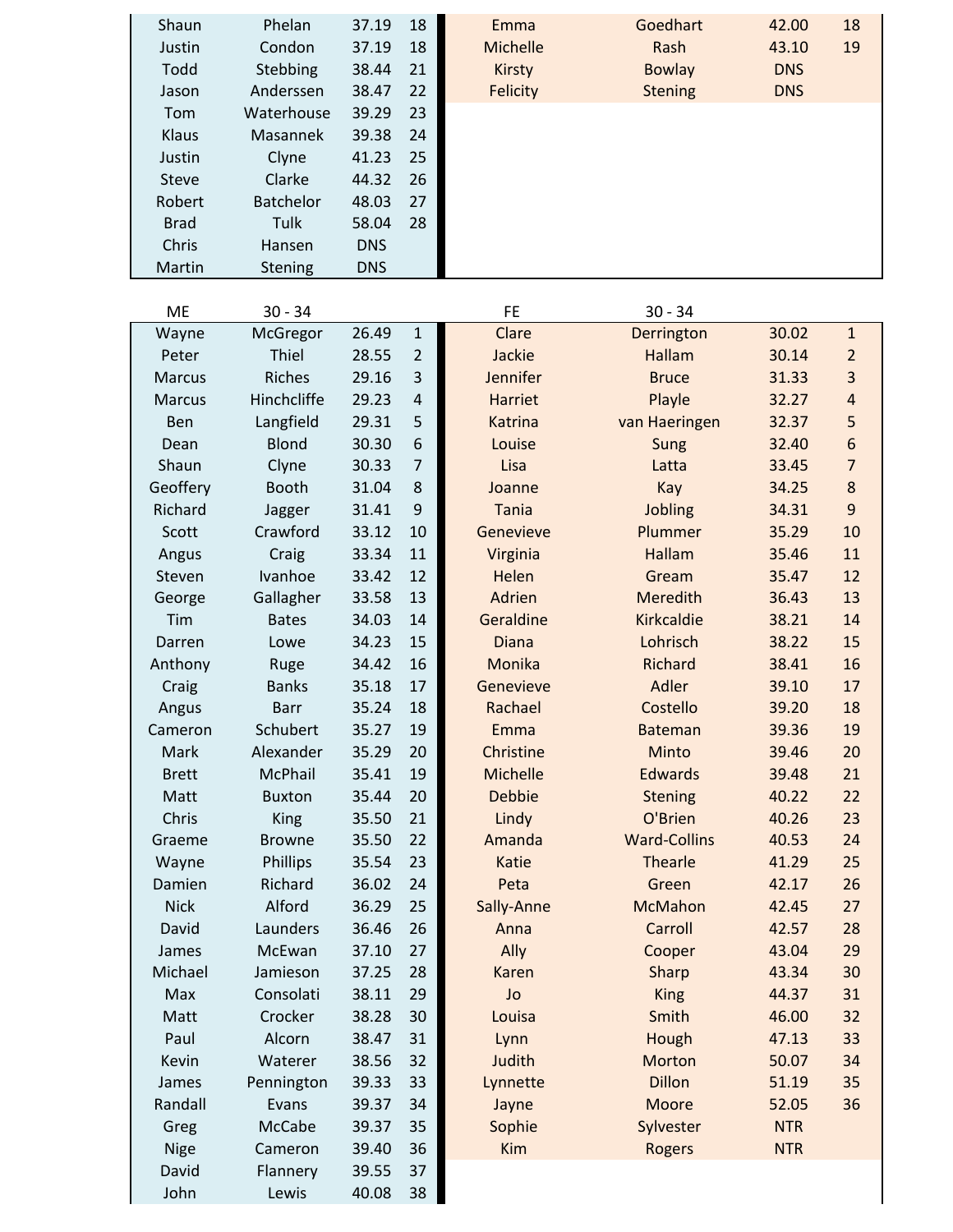| | | | | | | | |
|---|---|---|---|---|---|---|---|
| Shaun | Phelan | 37.19 | 18 | Emma | Goedhart | 42.00 | 18 |
| Justin | Condon | 37.19 | 18 | Michelle | Rash | 43.10 | 19 |
| Todd | Stebbing | 38.44 | 21 | Kirsty | Bowlay | DNS | |
| Jason | Anderssen | 38.47 | 22 | Felicity | Stening | DNS | |
| Tom | Waterhouse | 39.29 | 23 | | | | |
| Klaus | Masannek | 39.38 | 24 | | | | |
| Justin | Clyne | 41.23 | 25 | | | | |
| Steve | Clarke | 44.32 | 26 | | | | |
| Robert | Batchelor | 48.03 | 27 | | | | |
| Brad | Tulk | 58.04 | 28 | | | | |
| Chris | Hansen | DNS | | | | | |
| Martin | Stening | DNS | | | | | |

| ME | 30 - 34 | | | FE | 30 - 34 | | |
|---|---|---|---|---|---|---|---|
| Wayne | McGregor | 26.49 | 1 | Clare | Derrington | 30.02 | 1 |
| Peter | Thiel | 28.55 | 2 | Jackie | Hallam | 30.14 | 2 |
| Marcus | Riches | 29.16 | 3 | Jennifer | Bruce | 31.33 | 3 |
| Marcus | Hinchcliffe | 29.23 | 4 | Harriet | Playle | 32.27 | 4 |
| Ben | Langfield | 29.31 | 5 | Katrina | van Haeringen | 32.37 | 5 |
| Dean | Blond | 30.30 | 6 | Louise | Sung | 32.40 | 6 |
| Shaun | Clyne | 30.33 | 7 | Lisa | Latta | 33.45 | 7 |
| Geoffery | Booth | 31.04 | 8 | Joanne | Kay | 34.25 | 8 |
| Richard | Jagger | 31.41 | 9 | Tania | Jobling | 34.31 | 9 |
| Scott | Crawford | 33.12 | 10 | Genevieve | Plummer | 35.29 | 10 |
| Angus | Craig | 33.34 | 11 | Virginia | Hallam | 35.46 | 11 |
| Steven | Ivanhoe | 33.42 | 12 | Helen | Gream | 35.47 | 12 |
| George | Gallagher | 33.58 | 13 | Adrien | Meredith | 36.43 | 13 |
| Tim | Bates | 34.03 | 14 | Geraldine | Kirkcaldie | 38.21 | 14 |
| Darren | Lowe | 34.23 | 15 | Diana | Lohrisch | 38.22 | 15 |
| Anthony | Ruge | 34.42 | 16 | Monika | Richard | 38.41 | 16 |
| Craig | Banks | 35.18 | 17 | Genevieve | Adler | 39.10 | 17 |
| Angus | Barr | 35.24 | 18 | Rachael | Costello | 39.20 | 18 |
| Cameron | Schubert | 35.27 | 19 | Emma | Bateman | 39.36 | 19 |
| Mark | Alexander | 35.29 | 20 | Christine | Minto | 39.46 | 20 |
| Brett | McPhail | 35.41 | 19 | Michelle | Edwards | 39.48 | 21 |
| Matt | Buxton | 35.44 | 20 | Debbie | Stening | 40.22 | 22 |
| Chris | King | 35.50 | 21 | Lindy | O'Brien | 40.26 | 23 |
| Graeme | Browne | 35.50 | 22 | Amanda | Ward-Collins | 40.53 | 24 |
| Wayne | Phillips | 35.54 | 23 | Katie | Thearle | 41.29 | 25 |
| Damien | Richard | 36.02 | 24 | Peta | Green | 42.17 | 26 |
| Nick | Alford | 36.29 | 25 | Sally-Anne | McMahon | 42.45 | 27 |
| David | Launders | 36.46 | 26 | Anna | Carroll | 42.57 | 28 |
| James | McEwan | 37.10 | 27 | Ally | Cooper | 43.04 | 29 |
| Michael | Jamieson | 37.25 | 28 | Karen | Sharp | 43.34 | 30 |
| Max | Consolati | 38.11 | 29 | Jo | King | 44.37 | 31 |
| Matt | Crocker | 38.28 | 30 | Louisa | Smith | 46.00 | 32 |
| Paul | Alcorn | 38.47 | 31 | Lynn | Hough | 47.13 | 33 |
| Kevin | Waterer | 38.56 | 32 | Judith | Morton | 50.07 | 34 |
| James | Pennington | 39.33 | 33 | Lynnette | Dillon | 51.19 | 35 |
| Randall | Evans | 39.37 | 34 | Jayne | Moore | 52.05 | 36 |
| Greg | McCabe | 39.37 | 35 | Sophie | Sylvester | NTR | |
| Nige | Cameron | 39.40 | 36 | Kim | Rogers | NTR | |
| David | Flannery | 39.55 | 37 | | | | |
| John | Lewis | 40.08 | 38 | | | | |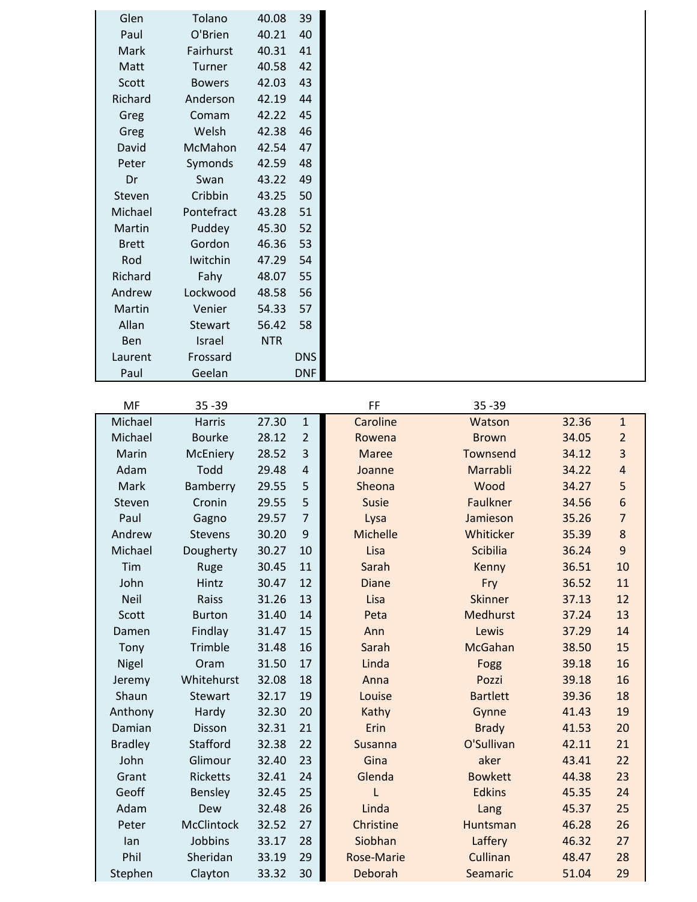| | | | |
|---|---|---|---|
| Glen | Tolano | 40.08 | 39 |
| Paul | O'Brien | 40.21 | 40 |
| Mark | Fairhurst | 40.31 | 41 |
| Matt | Turner | 40.58 | 42 |
| Scott | Bowers | 42.03 | 43 |
| Richard | Anderson | 42.19 | 44 |
| Greg | Comam | 42.22 | 45 |
| Greg | Welsh | 42.38 | 46 |
| David | McMahon | 42.54 | 47 |
| Peter | Symonds | 42.59 | 48 |
| Dr | Swan | 43.22 | 49 |
| Steven | Cribbin | 43.25 | 50 |
| Michael | Pontefract | 43.28 | 51 |
| Martin | Puddey | 45.30 | 52 |
| Brett | Gordon | 46.36 | 53 |
| Rod | Iwitchin | 47.29 | 54 |
| Richard | Fahy | 48.07 | 55 |
| Andrew | Lockwood | 48.58 | 56 |
| Martin | Venier | 54.33 | 57 |
| Allan | Stewart | 56.42 | 58 |
| Ben | Israel | NTR | |
| Laurent | Frossard | | DNS |
| Paul | Geelan | | DNF |

| MF | 35 -39 | | | FF | 35 -39 | | |
|---|---|---|---|---|---|---|---|
| Michael | Harris | 27.30 | 1 | Caroline | Watson | 32.36 | 1 |
| Michael | Bourke | 28.12 | 2 | Rowena | Brown | 34.05 | 2 |
| Marin | McEniery | 28.52 | 3 | Maree | Townsend | 34.12 | 3 |
| Adam | Todd | 29.48 | 4 | Joanne | Marrabli | 34.22 | 4 |
| Mark | Bamberry | 29.55 | 5 | Sheona | Wood | 34.27 | 5 |
| Steven | Cronin | 29.55 | 5 | Susie | Faulkner | 34.56 | 6 |
| Paul | Gagno | 29.57 | 7 | Lysa | Jamieson | 35.26 | 7 |
| Andrew | Stevens | 30.20 | 9 | Michelle | Whiticker | 35.39 | 8 |
| Michael | Dougherty | 30.27 | 10 | Lisa | Scibilia | 36.24 | 9 |
| Tim | Ruge | 30.45 | 11 | Sarah | Kenny | 36.51 | 10 |
| John | Hintz | 30.47 | 12 | Diane | Fry | 36.52 | 11 |
| Neil | Raiss | 31.26 | 13 | Lisa | Skinner | 37.13 | 12 |
| Scott | Burton | 31.40 | 14 | Peta | Medhurst | 37.24 | 13 |
| Damen | Findlay | 31.47 | 15 | Ann | Lewis | 37.29 | 14 |
| Tony | Trimble | 31.48 | 16 | Sarah | McGahan | 38.50 | 15 |
| Nigel | Oram | 31.50 | 17 | Linda | Fogg | 39.18 | 16 |
| Jeremy | Whitehurst | 32.08 | 18 | Anna | Pozzi | 39.18 | 16 |
| Shaun | Stewart | 32.17 | 19 | Louise | Bartlett | 39.36 | 18 |
| Anthony | Hardy | 32.30 | 20 | Kathy | Gynne | 41.43 | 19 |
| Damian | Disson | 32.31 | 21 | Erin | Brady | 41.53 | 20 |
| Bradley | Stafford | 32.38 | 22 | Susanna | O'Sullivan | 42.11 | 21 |
| John | Glimour | 32.40 | 23 | Gina | aker | 43.41 | 22 |
| Grant | Ricketts | 32.41 | 24 | Glenda | Bowkett | 44.38 | 23 |
| Geoff | Bensley | 32.45 | 25 | L | Edkins | 45.35 | 24 |
| Adam | Dew | 32.48 | 26 | Linda | Lang | 45.37 | 25 |
| Peter | McClintock | 32.52 | 27 | Christine | Huntsman | 46.28 | 26 |
| Ian | Jobbins | 33.17 | 28 | Siobhan | Laffery | 46.32 | 27 |
| Phil | Sheridan | 33.19 | 29 | Rose-Marie | Cullinan | 48.47 | 28 |
| Stephen | Clayton | 33.32 | 30 | Deborah | Seamaric | 51.04 | 29 |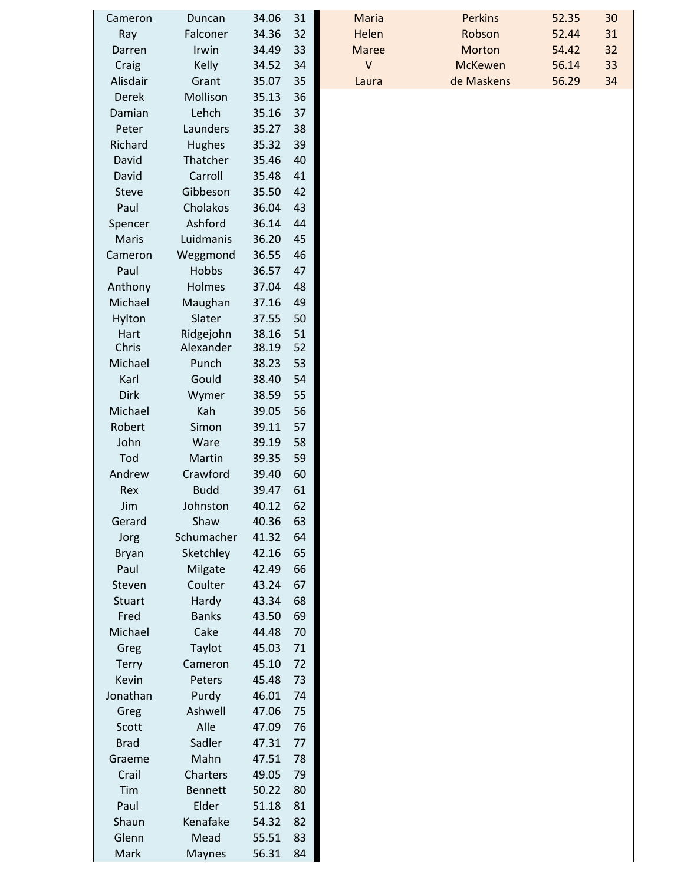| | | | | | | | |
|---|---|---|---|---|---|---|---|
| Cameron | Duncan | 34.06 | 31 | Maria | Perkins | 52.35 | 30 |
| Ray | Falconer | 34.36 | 32 | Helen | Robson | 52.44 | 31 |
| Darren | Irwin | 34.49 | 33 | Maree | Morton | 54.42 | 32 |
| Craig | Kelly | 34.52 | 34 | V | McKewen | 56.14 | 33 |
| Alisdair | Grant | 35.07 | 35 | Laura | de Maskens | 56.29 | 34 |
| Derek | Mollison | 35.13 | 36 | | | | |
| Damian | Lehch | 35.16 | 37 | | | | |
| Peter | Launders | 35.27 | 38 | | | | |
| Richard | Hughes | 35.32 | 39 | | | | |
| David | Thatcher | 35.46 | 40 | | | | |
| David | Carroll | 35.48 | 41 | | | | |
| Steve | Gibbeson | 35.50 | 42 | | | | |
| Paul | Cholakos | 36.04 | 43 | | | | |
| Spencer | Ashford | 36.14 | 44 | | | | |
| Maris | Luidmanis | 36.20 | 45 | | | | |
| Cameron | Weggmond | 36.55 | 46 | | | | |
| Paul | Hobbs | 36.57 | 47 | | | | |
| Anthony | Holmes | 37.04 | 48 | | | | |
| Michael | Maughan | 37.16 | 49 | | | | |
| Hylton | Slater | 37.55 | 50 | | | | |
| Hart | Ridgejohn | 38.16 | 51 | | | | |
| Chris | Alexander | 38.19 | 52 | | | | |
| Michael | Punch | 38.23 | 53 | | | | |
| Karl | Gould | 38.40 | 54 | | | | |
| Dirk | Wymer | 38.59 | 55 | | | | |
| Michael | Kah | 39.05 | 56 | | | | |
| Robert | Simon | 39.11 | 57 | | | | |
| John | Ware | 39.19 | 58 | | | | |
| Tod | Martin | 39.35 | 59 | | | | |
| Andrew | Crawford | 39.40 | 60 | | | | |
| Rex | Budd | 39.47 | 61 | | | | |
| Jim | Johnston | 40.12 | 62 | | | | |
| Gerard | Shaw | 40.36 | 63 | | | | |
| Jorg | Schumacher | 41.32 | 64 | | | | |
| Bryan | Sketchley | 42.16 | 65 | | | | |
| Paul | Milgate | 42.49 | 66 | | | | |
| Steven | Coulter | 43.24 | 67 | | | | |
| Stuart | Hardy | 43.34 | 68 | | | | |
| Fred | Banks | 43.50 | 69 | | | | |
| Michael | Cake | 44.48 | 70 | | | | |
| Greg | Taylot | 45.03 | 71 | | | | |
| Terry | Cameron | 45.10 | 72 | | | | |
| Kevin | Peters | 45.48 | 73 | | | | |
| Jonathan | Purdy | 46.01 | 74 | | | | |
| Greg | Ashwell | 47.06 | 75 | | | | |
| Scott | Alle | 47.09 | 76 | | | | |
| Brad | Sadler | 47.31 | 77 | | | | |
| Graeme | Mahn | 47.51 | 78 | | | | |
| Crail | Charters | 49.05 | 79 | | | | |
| Tim | Bennett | 50.22 | 80 | | | | |
| Paul | Elder | 51.18 | 81 | | | | |
| Shaun | Kenafake | 54.32 | 82 | | | | |
| Glenn | Mead | 55.51 | 83 | | | | |
| Mark | Maynes | 56.31 | 84 | | | | |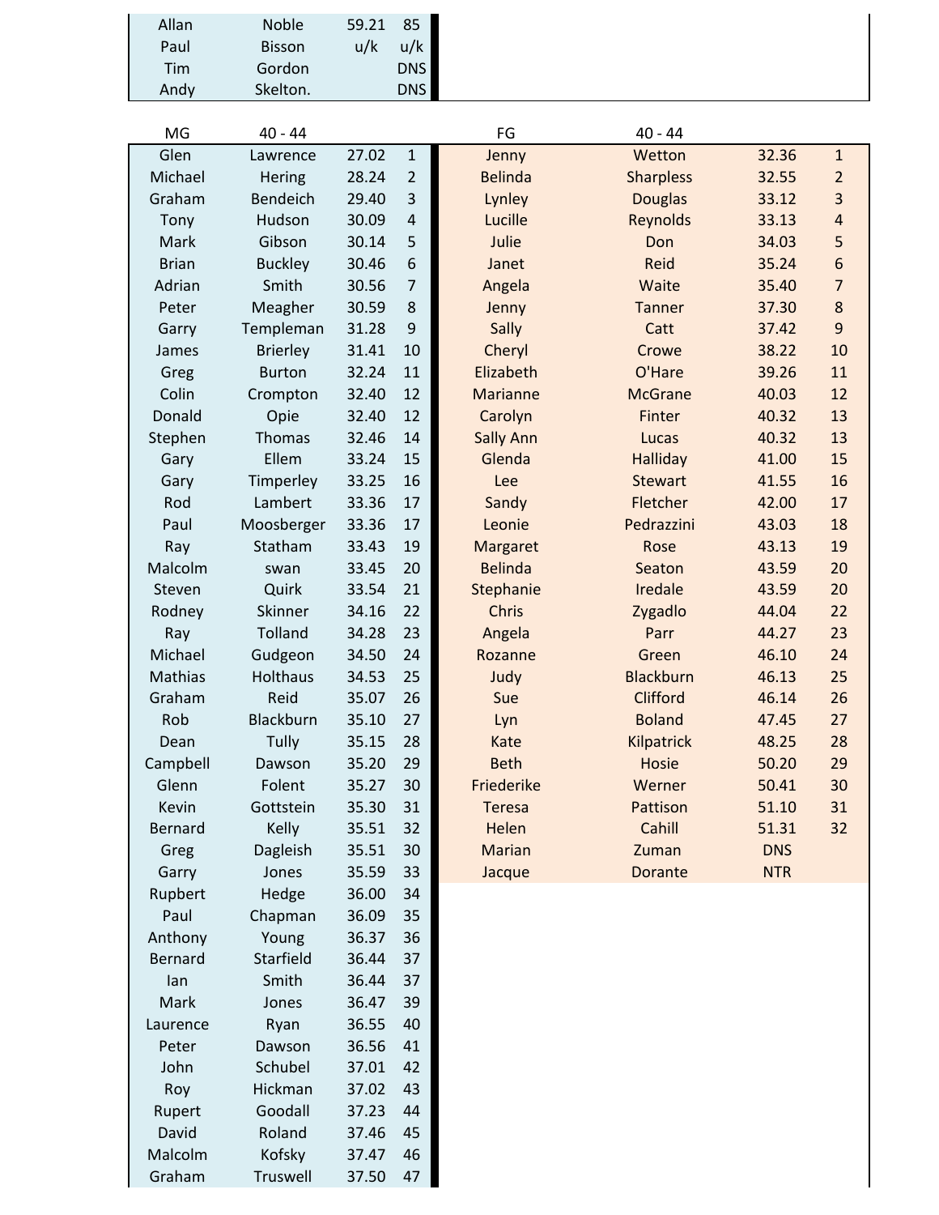| | | | |
|---|---|---|---|
| Allan | Noble | 59.21 | 85 |
| Paul | Bisson | u/k | u/k |
| Tim | Gordon | | DNS |
| Andy | Skelton. | | DNS |

| MG | 40 - 44 | | |
|---|---|---|---|
| Glen | Lawrence | 27.02 | 1 |
| Michael | Hering | 28.24 | 2 |
| Graham | Bendeich | 29.40 | 3 |
| Tony | Hudson | 30.09 | 4 |
| Mark | Gibson | 30.14 | 5 |
| Brian | Buckley | 30.46 | 6 |
| Adrian | Smith | 30.56 | 7 |
| Peter | Meagher | 30.59 | 8 |
| Garry | Templeman | 31.28 | 9 |
| James | Brierley | 31.41 | 10 |
| Greg | Burton | 32.24 | 11 |
| Colin | Crompton | 32.40 | 12 |
| Donald | Opie | 32.40 | 12 |
| Stephen | Thomas | 32.46 | 14 |
| Gary | Ellem | 33.24 | 15 |
| Gary | Timperley | 33.25 | 16 |
| Rod | Lambert | 33.36 | 17 |
| Paul | Moosberger | 33.36 | 17 |
| Ray | Statham | 33.43 | 19 |
| Malcolm | swan | 33.45 | 20 |
| Steven | Quirk | 33.54 | 21 |
| Rodney | Skinner | 34.16 | 22 |
| Ray | Tolland | 34.28 | 23 |
| Michael | Gudgeon | 34.50 | 24 |
| Mathias | Holthaus | 34.53 | 25 |
| Graham | Reid | 35.07 | 26 |
| Rob | Blackburn | 35.10 | 27 |
| Dean | Tully | 35.15 | 28 |
| Campbell | Dawson | 35.20 | 29 |
| Glenn | Folent | 35.27 | 30 |
| Kevin | Gottstein | 35.30 | 31 |
| Bernard | Kelly | 35.51 | 32 |
| Greg | Dagleish | 35.51 | 30 |
| Garry | Jones | 35.59 | 33 |
| Rupbert | Hedge | 36.00 | 34 |
| Paul | Chapman | 36.09 | 35 |
| Anthony | Young | 36.37 | 36 |
| Bernard | Starfield | 36.44 | 37 |
| Ian | Smith | 36.44 | 37 |
| Mark | Jones | 36.47 | 39 |
| Laurence | Ryan | 36.55 | 40 |
| Peter | Dawson | 36.56 | 41 |
| John | Schubel | 37.01 | 42 |
| Roy | Hickman | 37.02 | 43 |
| Rupert | Goodall | 37.23 | 44 |
| David | Roland | 37.46 | 45 |
| Malcolm | Kofsky | 37.47 | 46 |
| Graham | Truswell | 37.50 | 47 |

| FG | 40 - 44 | | |
|---|---|---|---|
| Jenny | Wetton | 32.36 | 1 |
| Belinda | Sharpless | 32.55 | 2 |
| Lynley | Douglas | 33.12 | 3 |
| Lucille | Reynolds | 33.13 | 4 |
| Julie | Don | 34.03 | 5 |
| Janet | Reid | 35.24 | 6 |
| Angela | Waite | 35.40 | 7 |
| Jenny | Tanner | 37.30 | 8 |
| Sally | Catt | 37.42 | 9 |
| Cheryl | Crowe | 38.22 | 10 |
| Elizabeth | O'Hare | 39.26 | 11 |
| Marianne | McGrane | 40.03 | 12 |
| Carolyn | Finter | 40.32 | 13 |
| Sally Ann | Lucas | 40.32 | 13 |
| Glenda | Halliday | 41.00 | 15 |
| Lee | Stewart | 41.55 | 16 |
| Sandy | Fletcher | 42.00 | 17 |
| Leonie | Pedrazzini | 43.03 | 18 |
| Margaret | Rose | 43.13 | 19 |
| Belinda | Seaton | 43.59 | 20 |
| Stephanie | Iredale | 43.59 | 20 |
| Chris | Zygadlo | 44.04 | 22 |
| Angela | Parr | 44.27 | 23 |
| Rozanne | Green | 46.10 | 24 |
| Judy | Blackburn | 46.13 | 25 |
| Sue | Clifford | 46.14 | 26 |
| Lyn | Boland | 47.45 | 27 |
| Kate | Kilpatrick | 48.25 | 28 |
| Beth | Hosie | 50.20 | 29 |
| Friederike | Werner | 50.41 | 30 |
| Teresa | Pattison | 51.10 | 31 |
| Helen | Cahill | 51.31 | 32 |
| Marian | Zuman | DNS | |
| Jacque | Dorante | NTR | |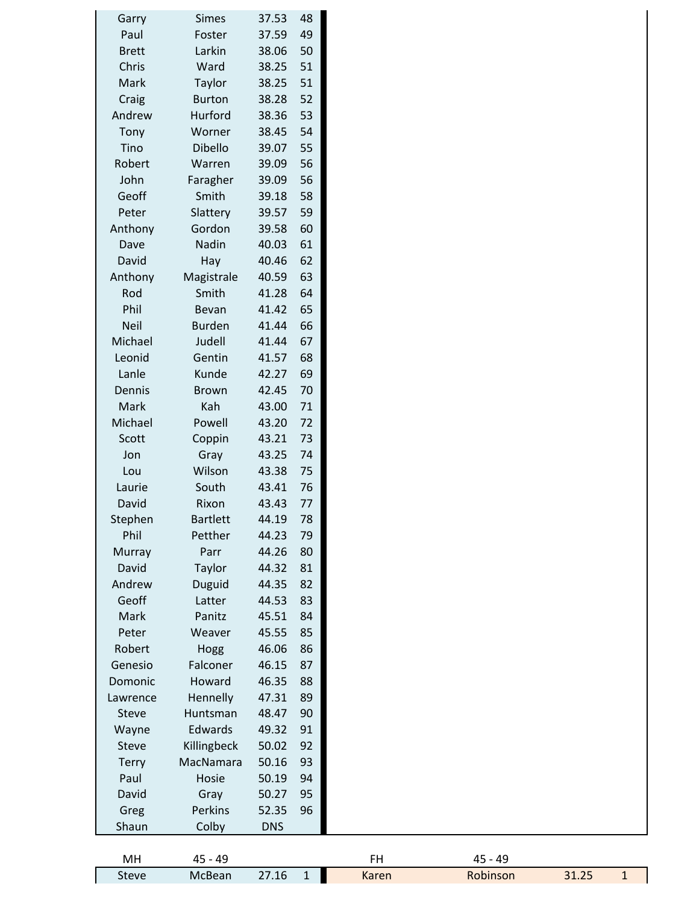| | | | |
|---|---|---|---|
| Garry | Simes | 37.53 | 48 |
| Paul | Foster | 37.59 | 49 |
| Brett | Larkin | 38.06 | 50 |
| Chris | Ward | 38.25 | 51 |
| Mark | Taylor | 38.25 | 51 |
| Craig | Burton | 38.28 | 52 |
| Andrew | Hurford | 38.36 | 53 |
| Tony | Worner | 38.45 | 54 |
| Tino | Dibello | 39.07 | 55 |
| Robert | Warren | 39.09 | 56 |
| John | Faragher | 39.09 | 56 |
| Geoff | Smith | 39.18 | 58 |
| Peter | Slattery | 39.57 | 59 |
| Anthony | Gordon | 39.58 | 60 |
| Dave | Nadin | 40.03 | 61 |
| David | Hay | 40.46 | 62 |
| Anthony | Magistrale | 40.59 | 63 |
| Rod | Smith | 41.28 | 64 |
| Phil | Bevan | 41.42 | 65 |
| Neil | Burden | 41.44 | 66 |
| Michael | Judell | 41.44 | 67 |
| Leonid | Gentin | 41.57 | 68 |
| Lanle | Kunde | 42.27 | 69 |
| Dennis | Brown | 42.45 | 70 |
| Mark | Kah | 43.00 | 71 |
| Michael | Powell | 43.20 | 72 |
| Scott | Coppin | 43.21 | 73 |
| Jon | Gray | 43.25 | 74 |
| Lou | Wilson | 43.38 | 75 |
| Laurie | South | 43.41 | 76 |
| David | Rixon | 43.43 | 77 |
| Stephen | Bartlett | 44.19 | 78 |
| Phil | Petther | 44.23 | 79 |
| Murray | Parr | 44.26 | 80 |
| David | Taylor | 44.32 | 81 |
| Andrew | Duguid | 44.35 | 82 |
| Geoff | Latter | 44.53 | 83 |
| Mark | Panitz | 45.51 | 84 |
| Peter | Weaver | 45.55 | 85 |
| Robert | Hogg | 46.06 | 86 |
| Genesio | Falconer | 46.15 | 87 |
| Domonic | Howard | 46.35 | 88 |
| Lawrence | Hennelly | 47.31 | 89 |
| Steve | Huntsman | 48.47 | 90 |
| Wayne | Edwards | 49.32 | 91 |
| Steve | Killingbeck | 50.02 | 92 |
| Terry | MacNamara | 50.16 | 93 |
| Paul | Hosie | 50.19 | 94 |
| David | Gray | 50.27 | 95 |
| Greg | Perkins | 52.35 | 96 |
| Shaun | Colby | DNS | |

| MH | 45 - 49 | | | FH | 45 - 49 | | |
|---|---|---|---|---|---|---|---|
| Steve | McBean | 27.16 | 1 | Karen | Robinson | 31.25 | 1 |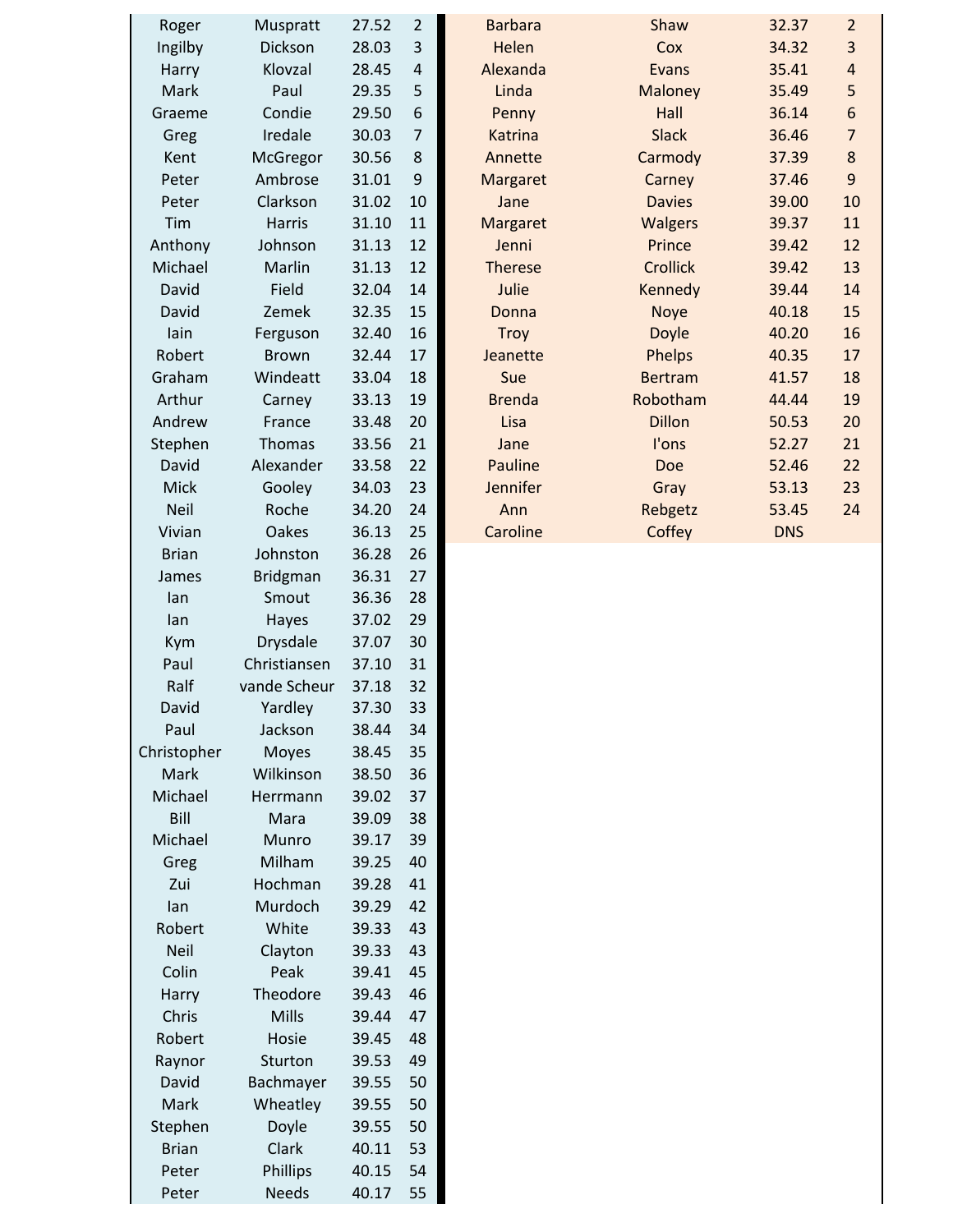| | | | |
|---|---|---|---|
| Roger | Muspratt | 27.52 | 2 |
| Ingilby | Dickson | 28.03 | 3 |
| Harry | Klovzal | 28.45 | 4 |
| Mark | Paul | 29.35 | 5 |
| Graeme | Condie | 29.50 | 6 |
| Greg | Iredale | 30.03 | 7 |
| Kent | McGregor | 30.56 | 8 |
| Peter | Ambrose | 31.01 | 9 |
| Peter | Clarkson | 31.02 | 10 |
| Tim | Harris | 31.10 | 11 |
| Anthony | Johnson | 31.13 | 12 |
| Michael | Marlin | 31.13 | 12 |
| David | Field | 32.04 | 14 |
| David | Zemek | 32.35 | 15 |
| Iain | Ferguson | 32.40 | 16 |
| Robert | Brown | 32.44 | 17 |
| Graham | Windeatt | 33.04 | 18 |
| Arthur | Carney | 33.13 | 19 |
| Andrew | France | 33.48 | 20 |
| Stephen | Thomas | 33.56 | 21 |
| David | Alexander | 33.58 | 22 |
| Mick | Gooley | 34.03 | 23 |
| Neil | Roche | 34.20 | 24 |
| Vivian | Oakes | 36.13 | 25 |
| Brian | Johnston | 36.28 | 26 |
| James | Bridgman | 36.31 | 27 |
| Ian | Smout | 36.36 | 28 |
| Ian | Hayes | 37.02 | 29 |
| Kym | Drysdale | 37.07 | 30 |
| Paul | Christiansen | 37.10 | 31 |
| Ralf | vande Scheur | 37.18 | 32 |
| David | Yardley | 37.30 | 33 |
| Paul | Jackson | 38.44 | 34 |
| Christopher | Moyes | 38.45 | 35 |
| Mark | Wilkinson | 38.50 | 36 |
| Michael | Herrmann | 39.02 | 37 |
| Bill | Mara | 39.09 | 38 |
| Michael | Munro | 39.17 | 39 |
| Greg | Milham | 39.25 | 40 |
| Zui | Hochman | 39.28 | 41 |
| Ian | Murdoch | 39.29 | 42 |
| Robert | White | 39.33 | 43 |
| Neil | Clayton | 39.33 | 43 |
| Colin | Peak | 39.41 | 45 |
| Harry | Theodore | 39.43 | 46 |
| Chris | Mills | 39.44 | 47 |
| Robert | Hosie | 39.45 | 48 |
| Raynor | Sturton | 39.53 | 49 |
| David | Bachmayer | 39.55 | 50 |
| Mark | Wheatley | 39.55 | 50 |
| Stephen | Doyle | 39.55 | 50 |
| Brian | Clark | 40.11 | 53 |
| Peter | Phillips | 40.15 | 54 |
| Peter | Needs | 40.17 | 55 |

| | | | |
|---|---|---|---|
| Barbara | Shaw | 32.37 | 2 |
| Helen | Cox | 34.32 | 3 |
| Alexanda | Evans | 35.41 | 4 |
| Linda | Maloney | 35.49 | 5 |
| Penny | Hall | 36.14 | 6 |
| Katrina | Slack | 36.46 | 7 |
| Annette | Carmody | 37.39 | 8 |
| Margaret | Carney | 37.46 | 9 |
| Jane | Davies | 39.00 | 10 |
| Margaret | Walgers | 39.37 | 11 |
| Jenni | Prince | 39.42 | 12 |
| Therese | Crollick | 39.42 | 13 |
| Julie | Kennedy | 39.44 | 14 |
| Donna | Noye | 40.18 | 15 |
| Troy | Doyle | 40.20 | 16 |
| Jeanette | Phelps | 40.35 | 17 |
| Sue | Bertram | 41.57 | 18 |
| Brenda | Robotham | 44.44 | 19 |
| Lisa | Dillon | 50.53 | 20 |
| Jane | I'ons | 52.27 | 21 |
| Pauline | Doe | 52.46 | 22 |
| Jennifer | Gray | 53.13 | 23 |
| Ann | Rebgetz | 53.45 | 24 |
| Caroline | Coffey | DNS | |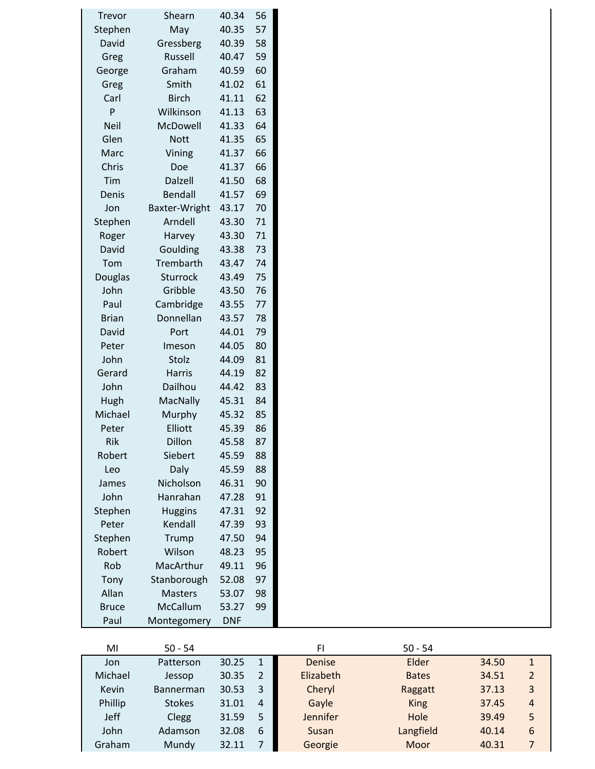| | | | |
|---|---|---|---|
| Trevor | Shearn | 40.34 | 56 |
| Stephen | May | 40.35 | 57 |
| David | Gressberg | 40.39 | 58 |
| Greg | Russell | 40.47 | 59 |
| George | Graham | 40.59 | 60 |
| Greg | Smith | 41.02 | 61 |
| Carl | Birch | 41.11 | 62 |
| P | Wilkinson | 41.13 | 63 |
| Neil | McDowell | 41.33 | 64 |
| Glen | Nott | 41.35 | 65 |
| Marc | Vining | 41.37 | 66 |
| Chris | Doe | 41.37 | 66 |
| Tim | Dalzell | 41.50 | 68 |
| Denis | Bendall | 41.57 | 69 |
| Jon | Baxter-Wright | 43.17 | 70 |
| Stephen | Arndell | 43.30 | 71 |
| Roger | Harvey | 43.30 | 71 |
| David | Goulding | 43.38 | 73 |
| Tom | Trembarth | 43.47 | 74 |
| Douglas | Sturrock | 43.49 | 75 |
| John | Gribble | 43.50 | 76 |
| Paul | Cambridge | 43.55 | 77 |
| Brian | Donnellan | 43.57 | 78 |
| David | Port | 44.01 | 79 |
| Peter | Imeson | 44.05 | 80 |
| John | Stolz | 44.09 | 81 |
| Gerard | Harris | 44.19 | 82 |
| John | Dailhou | 44.42 | 83 |
| Hugh | MacNally | 45.31 | 84 |
| Michael | Murphy | 45.32 | 85 |
| Peter | Elliott | 45.39 | 86 |
| Rik | Dillon | 45.58 | 87 |
| Robert | Siebert | 45.59 | 88 |
| Leo | Daly | 45.59 | 88 |
| James | Nicholson | 46.31 | 90 |
| John | Hanrahan | 47.28 | 91 |
| Stephen | Huggins | 47.31 | 92 |
| Peter | Kendall | 47.39 | 93 |
| Stephen | Trump | 47.50 | 94 |
| Robert | Wilson | 48.23 | 95 |
| Rob | MacArthur | 49.11 | 96 |
| Tony | Stanborough | 52.08 | 97 |
| Allan | Masters | 53.07 | 98 |
| Bruce | McCallum | 53.27 | 99 |
| Paul | Montegomery | DNF | |

| MI | 50 - 54 | | | FI | 50 - 54 | | |
|---|---|---|---|---|---|---|---|
| Jon | Patterson | 30.25 | 1 | Denise | Elder | 34.50 | 1 |
| Michael | Jessop | 30.35 | 2 | Elizabeth | Bates | 34.51 | 2 |
| Kevin | Bannerman | 30.53 | 3 | Cheryl | Raggatt | 37.13 | 3 |
| Phillip | Stokes | 31.01 | 4 | Gayle | King | 37.45 | 4 |
| Jeff | Clegg | 31.59 | 5 | Jennifer | Hole | 39.49 | 5 |
| John | Adamson | 32.08 | 6 | Susan | Langfield | 40.14 | 6 |
| Graham | Mundy | 32.11 | 7 | Georgie | Moor | 40.31 | 7 |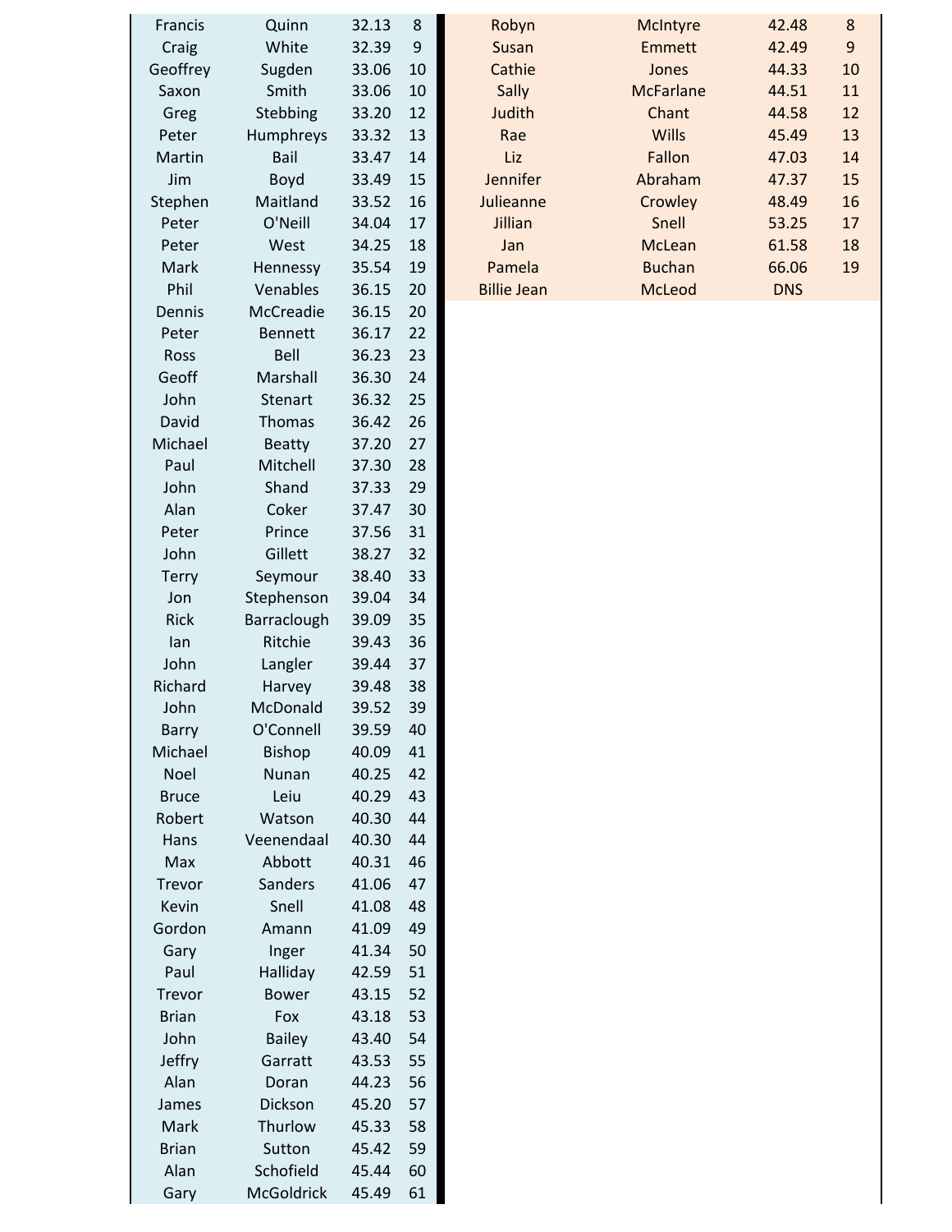| | | | | | | | |
|---|---|---|---|---|---|---|---|
| Francis | Quinn | 32.13 | 8 | Robyn | McIntyre | 42.48 | 8 |
| Craig | White | 32.39 | 9 | Susan | Emmett | 42.49 | 9 |
| Geoffrey | Sugden | 33.06 | 10 | Cathie | Jones | 44.33 | 10 |
| Saxon | Smith | 33.06 | 10 | Sally | McFarlane | 44.51 | 11 |
| Greg | Stebbing | 33.20 | 12 | Judith | Chant | 44.58 | 12 |
| Peter | Humphreys | 33.32 | 13 | Rae | Wills | 45.49 | 13 |
| Martin | Bail | 33.47 | 14 | Liz | Fallon | 47.03 | 14 |
| Jim | Boyd | 33.49 | 15 | Jennifer | Abraham | 47.37 | 15 |
| Stephen | Maitland | 33.52 | 16 | Julieanne | Crowley | 48.49 | 16 |
| Peter | O'Neill | 34.04 | 17 | Jillian | Snell | 53.25 | 17 |
| Peter | West | 34.25 | 18 | Jan | McLean | 61.58 | 18 |
| Mark | Hennessy | 35.54 | 19 | Pamela | Buchan | 66.06 | 19 |
| Phil | Venables | 36.15 | 20 | Billie Jean | McLeod | DNS | |
| Dennis | McCreadie | 36.15 | 20 | | | | |
| Peter | Bennett | 36.17 | 22 | | | | |
| Ross | Bell | 36.23 | 23 | | | | |
| Geoff | Marshall | 36.30 | 24 | | | | |
| John | Stenart | 36.32 | 25 | | | | |
| David | Thomas | 36.42 | 26 | | | | |
| Michael | Beatty | 37.20 | 27 | | | | |
| Paul | Mitchell | 37.30 | 28 | | | | |
| John | Shand | 37.33 | 29 | | | | |
| Alan | Coker | 37.47 | 30 | | | | |
| Peter | Prince | 37.56 | 31 | | | | |
| John | Gillett | 38.27 | 32 | | | | |
| Terry | Seymour | 38.40 | 33 | | | | |
| Jon | Stephenson | 39.04 | 34 | | | | |
| Rick | Barraclough | 39.09 | 35 | | | | |
| Ian | Ritchie | 39.43 | 36 | | | | |
| John | Langler | 39.44 | 37 | | | | |
| Richard | Harvey | 39.48 | 38 | | | | |
| John | McDonald | 39.52 | 39 | | | | |
| Barry | O'Connell | 39.59 | 40 | | | | |
| Michael | Bishop | 40.09 | 41 | | | | |
| Noel | Nunan | 40.25 | 42 | | | | |
| Bruce | Leiu | 40.29 | 43 | | | | |
| Robert | Watson | 40.30 | 44 | | | | |
| Hans | Veenendaal | 40.30 | 44 | | | | |
| Max | Abbott | 40.31 | 46 | | | | |
| Trevor | Sanders | 41.06 | 47 | | | | |
| Kevin | Snell | 41.08 | 48 | | | | |
| Gordon | Amann | 41.09 | 49 | | | | |
| Gary | Inger | 41.34 | 50 | | | | |
| Paul | Halliday | 42.59 | 51 | | | | |
| Trevor | Bower | 43.15 | 52 | | | | |
| Brian | Fox | 43.18 | 53 | | | | |
| John | Bailey | 43.40 | 54 | | | | |
| Jeffry | Garratt | 43.53 | 55 | | | | |
| Alan | Doran | 44.23 | 56 | | | | |
| James | Dickson | 45.20 | 57 | | | | |
| Mark | Thurlow | 45.33 | 58 | | | | |
| Brian | Sutton | 45.42 | 59 | | | | |
| Alan | Schofield | 45.44 | 60 | | | | |
| Gary | McGoldrick | 45.49 | 61 | | | | |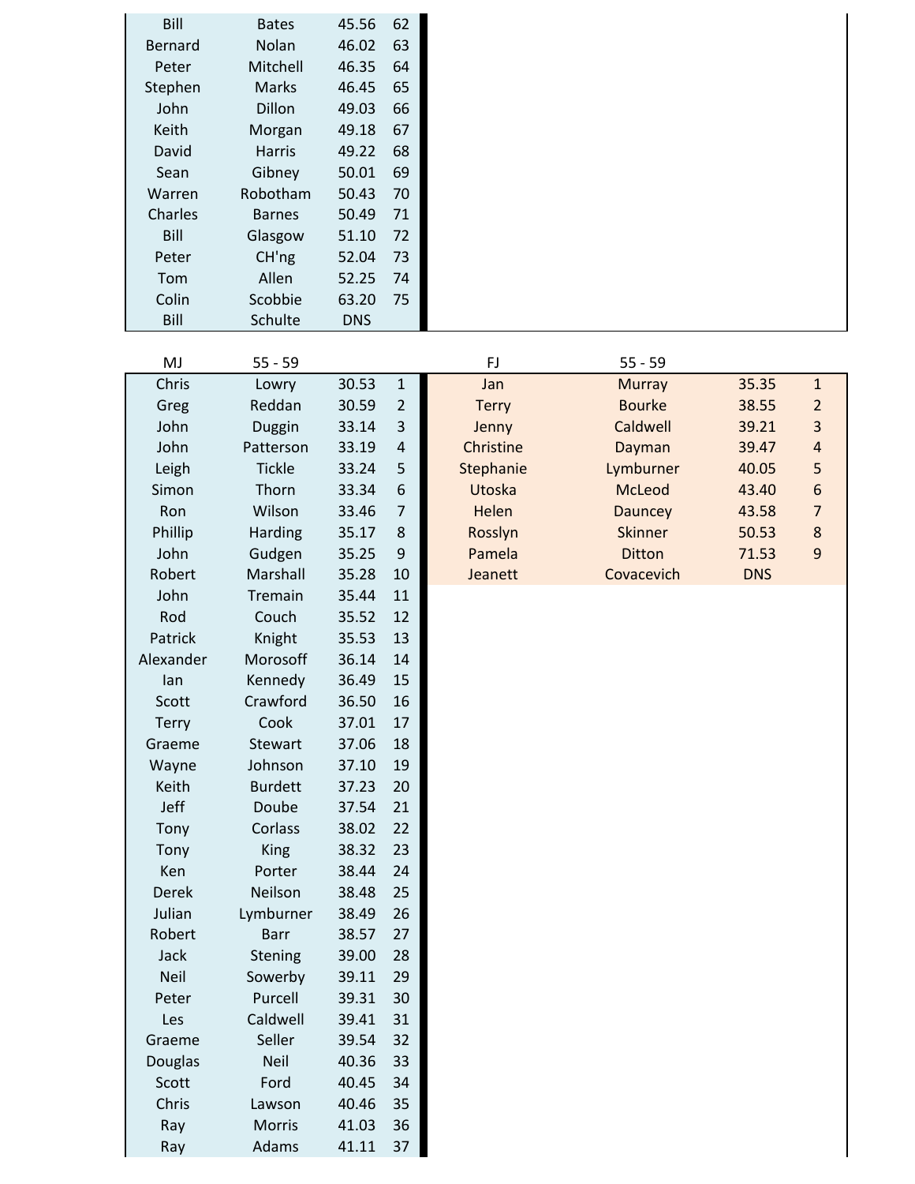| | | | |
|---|---|---|---|
| Bill | Bates | 45.56 | 62 |
| Bernard | Nolan | 46.02 | 63 |
| Peter | Mitchell | 46.35 | 64 |
| Stephen | Marks | 46.45 | 65 |
| John | Dillon | 49.03 | 66 |
| Keith | Morgan | 49.18 | 67 |
| David | Harris | 49.22 | 68 |
| Sean | Gibney | 50.01 | 69 |
| Warren | Robotham | 50.43 | 70 |
| Charles | Barnes | 50.49 | 71 |
| Bill | Glasgow | 51.10 | 72 |
| Peter | CH'ng | 52.04 | 73 |
| Tom | Allen | 52.25 | 74 |
| Colin | Scobbie | 63.20 | 75 |
| Bill | Schulte | DNS | |

| MJ | 55 - 59 | | |
|---|---|---|---|
| Chris | Lowry | 30.53 | 1 |
| Greg | Reddan | 30.59 | 2 |
| John | Duggin | 33.14 | 3 |
| John | Patterson | 33.19 | 4 |
| Leigh | Tickle | 33.24 | 5 |
| Simon | Thorn | 33.34 | 6 |
| Ron | Wilson | 33.46 | 7 |
| Phillip | Harding | 35.17 | 8 |
| John | Gudgen | 35.25 | 9 |
| Robert | Marshall | 35.28 | 10 |
| John | Tremain | 35.44 | 11 |
| Rod | Couch | 35.52 | 12 |
| Patrick | Knight | 35.53 | 13 |
| Alexander | Morosoff | 36.14 | 14 |
| Ian | Kennedy | 36.49 | 15 |
| Scott | Crawford | 36.50 | 16 |
| Terry | Cook | 37.01 | 17 |
| Graeme | Stewart | 37.06 | 18 |
| Wayne | Johnson | 37.10 | 19 |
| Keith | Burdett | 37.23 | 20 |
| Jeff | Doube | 37.54 | 21 |
| Tony | Corlass | 38.02 | 22 |
| Tony | King | 38.32 | 23 |
| Ken | Porter | 38.44 | 24 |
| Derek | Neilson | 38.48 | 25 |
| Julian | Lymburner | 38.49 | 26 |
| Robert | Barr | 38.57 | 27 |
| Jack | Stening | 39.00 | 28 |
| Neil | Sowerby | 39.11 | 29 |
| Peter | Purcell | 39.31 | 30 |
| Les | Caldwell | 39.41 | 31 |
| Graeme | Seller | 39.54 | 32 |
| Douglas | Neil | 40.36 | 33 |
| Scott | Ford | 40.45 | 34 |
| Chris | Lawson | 40.46 | 35 |
| Ray | Morris | 41.03 | 36 |
| Ray | Adams | 41.11 | 37 |

| FJ | 55 - 59 | | |
|---|---|---|---|
| Jan | Murray | 35.35 | 1 |
| Terry | Bourke | 38.55 | 2 |
| Jenny | Caldwell | 39.21 | 3 |
| Christine | Dayman | 39.47 | 4 |
| Stephanie | Lymburner | 40.05 | 5 |
| Utoska | McLeod | 43.40 | 6 |
| Helen | Dauncey | 43.58 | 7 |
| Rosslyn | Skinner | 50.53 | 8 |
| Pamela | Ditton | 71.53 | 9 |
| Jeanett | Covacevich | DNS | |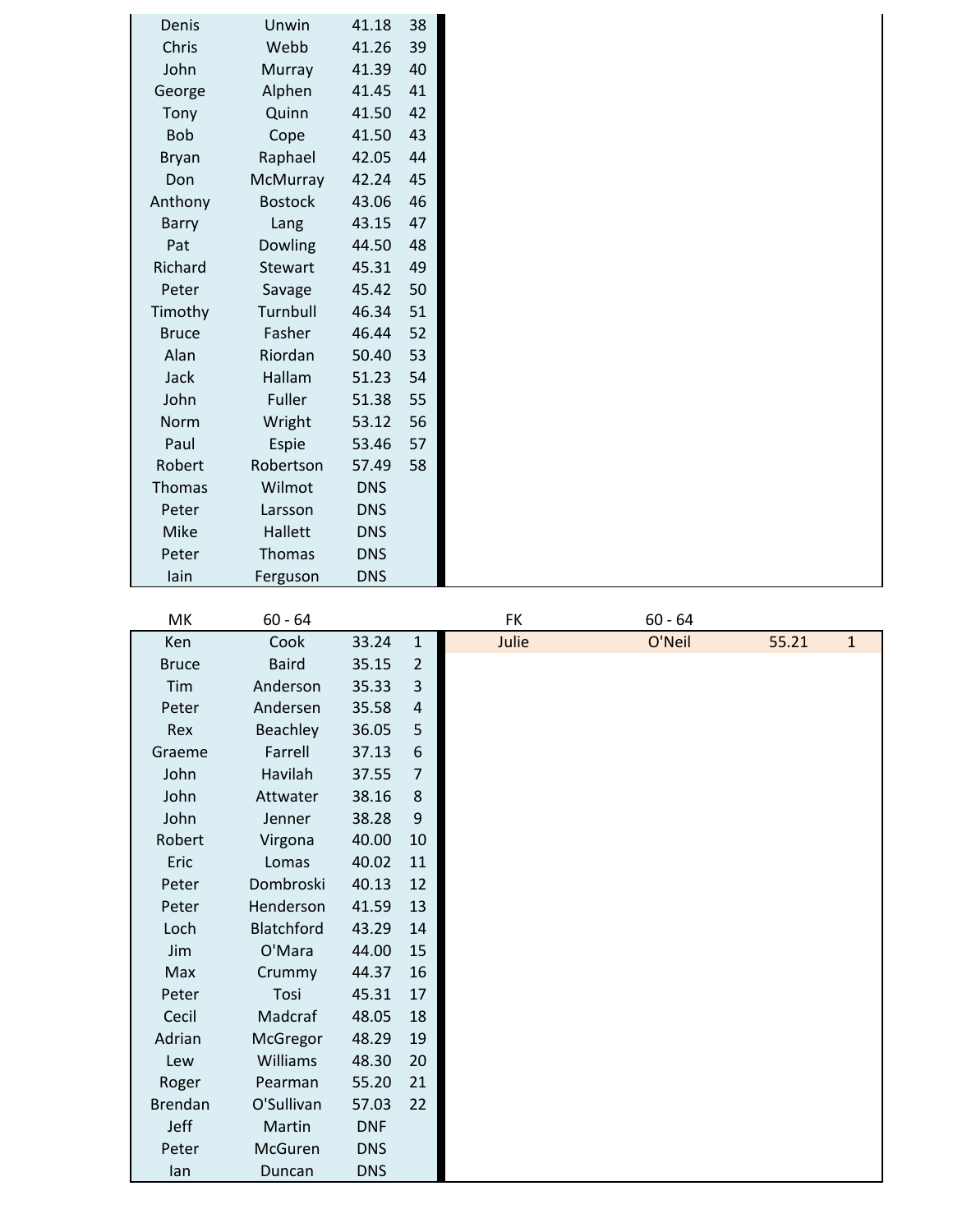| | | | |
|---|---|---|---|
| Denis | Unwin | 41.18 | 38 |
| Chris | Webb | 41.26 | 39 |
| John | Murray | 41.39 | 40 |
| George | Alphen | 41.45 | 41 |
| Tony | Quinn | 41.50 | 42 |
| Bob | Cope | 41.50 | 43 |
| Bryan | Raphael | 42.05 | 44 |
| Don | McMurray | 42.24 | 45 |
| Anthony | Bostock | 43.06 | 46 |
| Barry | Lang | 43.15 | 47 |
| Pat | Dowling | 44.50 | 48 |
| Richard | Stewart | 45.31 | 49 |
| Peter | Savage | 45.42 | 50 |
| Timothy | Turnbull | 46.34 | 51 |
| Bruce | Fasher | 46.44 | 52 |
| Alan | Riordan | 50.40 | 53 |
| Jack | Hallam | 51.23 | 54 |
| John | Fuller | 51.38 | 55 |
| Norm | Wright | 53.12 | 56 |
| Paul | Espie | 53.46 | 57 |
| Robert | Robertson | 57.49 | 58 |
| Thomas | Wilmot | DNS | |
| Peter | Larsson | DNS | |
| Mike | Hallett | DNS | |
| Peter | Thomas | DNS | |
| Iain | Ferguson | DNS | |

| MK | 60 - 64 | | |
|---|---|---|---|
| Ken | Cook | 33.24 | 1 |
| Bruce | Baird | 35.15 | 2 |
| Tim | Anderson | 35.33 | 3 |
| Peter | Andersen | 35.58 | 4 |
| Rex | Beachley | 36.05 | 5 |
| Graeme | Farrell | 37.13 | 6 |
| John | Havilah | 37.55 | 7 |
| John | Attwater | 38.16 | 8 |
| John | Jenner | 38.28 | 9 |
| Robert | Virgona | 40.00 | 10 |
| Eric | Lomas | 40.02 | 11 |
| Peter | Dombroski | 40.13 | 12 |
| Peter | Henderson | 41.59 | 13 |
| Loch | Blatchford | 43.29 | 14 |
| Jim | O'Mara | 44.00 | 15 |
| Max | Crummy | 44.37 | 16 |
| Peter | Tosi | 45.31 | 17 |
| Cecil | Madcraf | 48.05 | 18 |
| Adrian | McGregor | 48.29 | 19 |
| Lew | Williams | 48.30 | 20 |
| Roger | Pearman | 55.20 | 21 |
| Brendan | O'Sullivan | 57.03 | 22 |
| Jeff | Martin | DNF | |
| Peter | McGuren | DNS | |
| Ian | Duncan | DNS | |

| FK | 60 - 64 | | |
|---|---|---|---|
| Julie | O'Neil | 55.21 | 1 |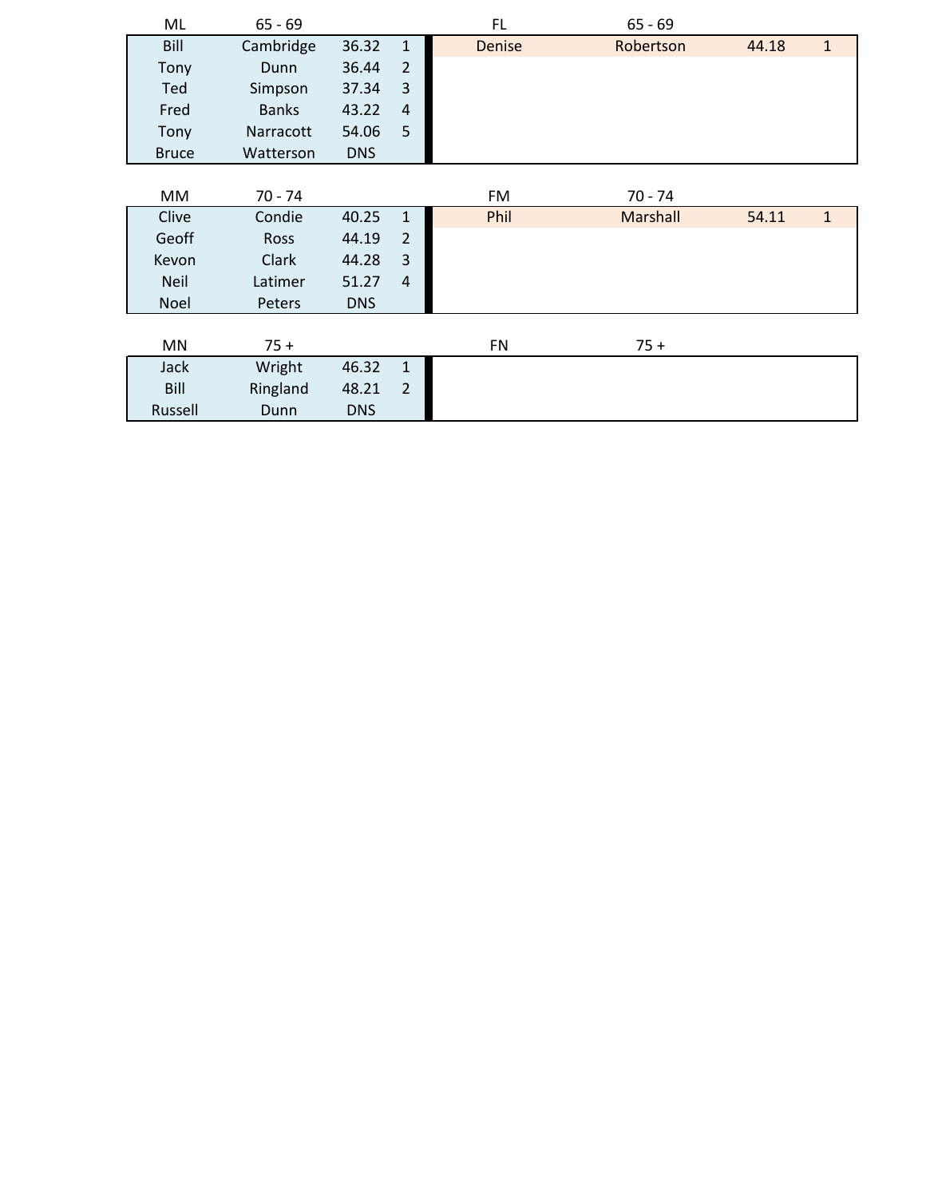| ML | 65 - 69 | | |
|---|---|---|---|
| Bill | Cambridge | 36.32 | 1 |
| Tony | Dunn | 36.44 | 2 |
| Ted | Simpson | 37.34 | 3 |
| Fred | Banks | 43.22 | 4 |
| Tony | Narracott | 54.06 | 5 |
| Bruce | Watterson | DNS | |

| FL | 65 - 69 | | |
|---|---|---|---|
| Denise | Robertson | 44.18 | 1 |

| MM | 70 - 74 | | |
|---|---|---|---|
| Clive | Condie | 40.25 | 1 |
| Geoff | Ross | 44.19 | 2 |
| Kevon | Clark | 44.28 | 3 |
| Neil | Latimer | 51.27 | 4 |
| Noel | Peters | DNS | |

| FM | 70 - 74 | | |
|---|---|---|---|
| Phil | Marshall | 54.11 | 1 |

| MN | 75 + | | |
|---|---|---|---|
| Jack | Wright | 46.32 | 1 |
| Bill | Ringland | 48.21 | 2 |
| Russell | Dunn | DNS | |

| FN | 75 + | | |
|---|---|---|---|